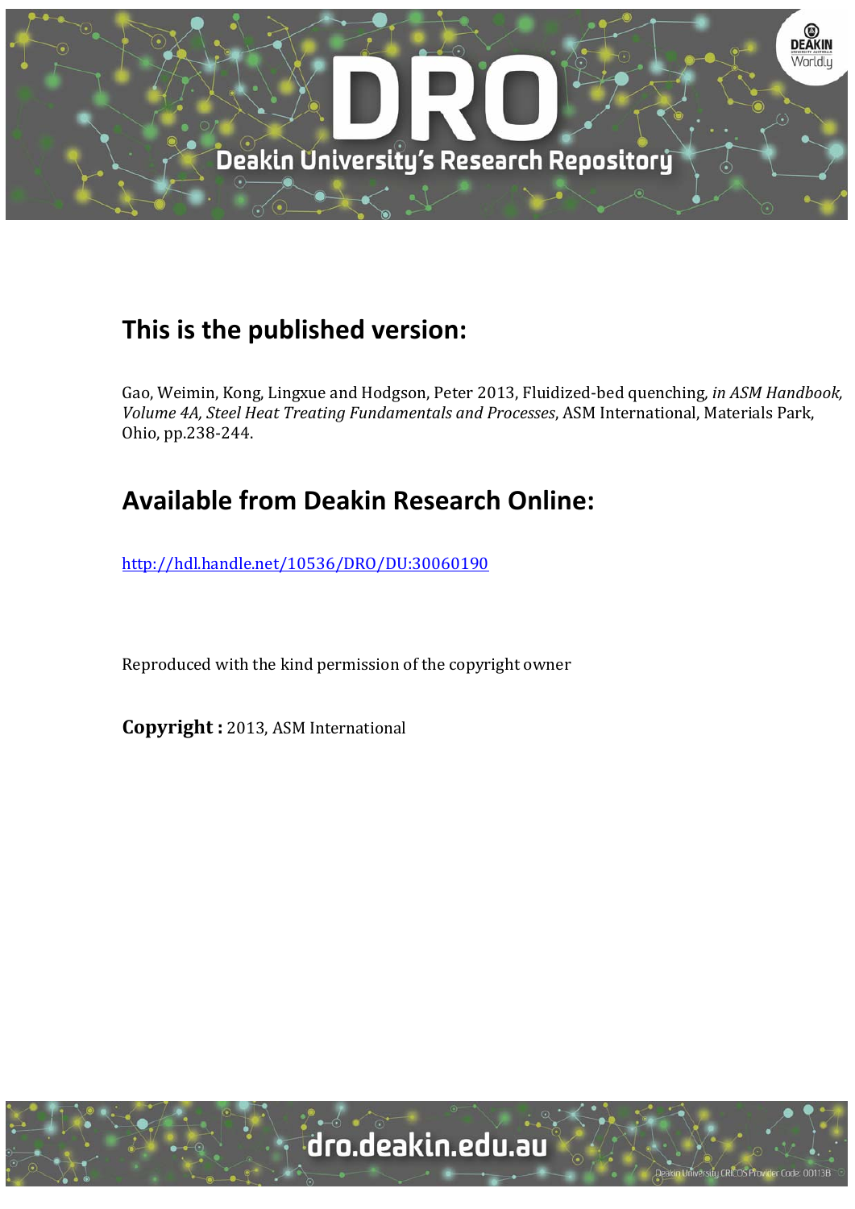# This is the published version:

Gao, Weimin, Kong, Lingxue and Hodgson, Peter 2013, Fluidized-bed quenching*, in ASM Handbook, Volume 4A, Steel Heat Treating Fundamentals and Processes*, ASM International, Materials Park, Ohio, pp.238-244.

# Available from Deakin Research Online:

http://hdl.handle.net/10536/DRO/DU:30060190

Reproduced with the kind permission of the copyright owner

**Copyright :** 2013, ASM International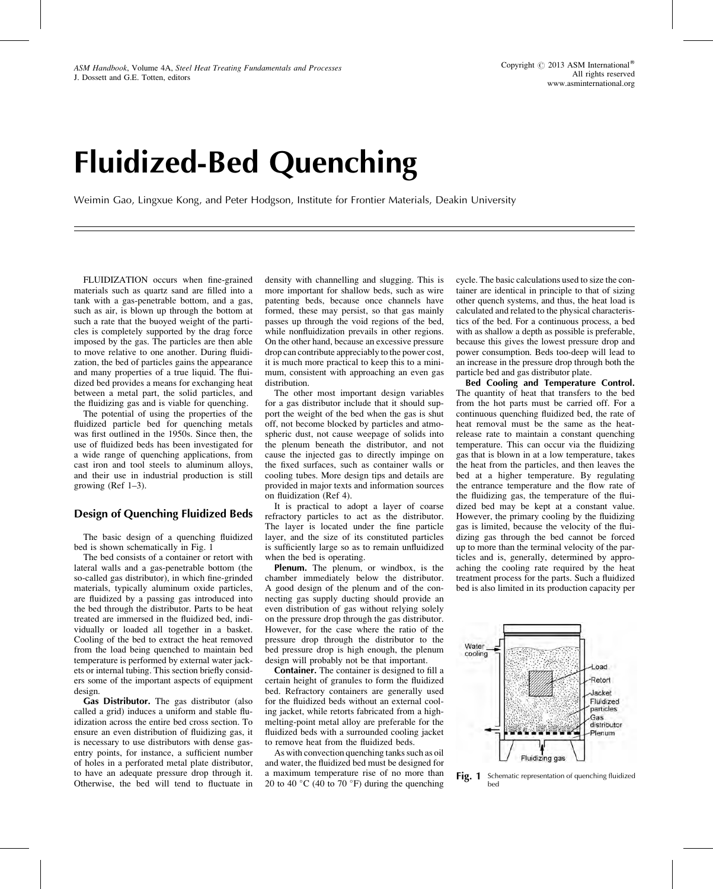# Fluidized-Bed Quenching

Weimin Gao, Lingxue Kong, and Peter Hodgson, Institute for Frontier Materials, Deakin University

FLUIDIZATION occurs when fine-grained materials such as quartz sand are filled into a tank with a gas-penetrable bottom, and a gas, such as air, is blown up through the bottom at such a rate that the buoyed weight of the particles is completely supported by the drag force imposed by the gas. The particles are then able to move relative to one another. During fluidization, the bed of particles gains the appearance and many properties of a true liquid. The fluidized bed provides a means for exchanging heat between a metal part, the solid particles, and the fluidizing gas and is viable for quenching.

The potential of using the properties of the fluidized particle bed for quenching metals was first outlined in the 1950s. Since then, the use of fluidized beds has been investigated for a wide range of quenching applications, from cast iron and tool steels to aluminum alloys, and their use in industrial production is still growing (Ref 1–3).

## Design of Quenching Fluidized Beds

The basic design of a quenching fluidized bed is shown schematically in Fig. 1

The bed consists of a container or retort with lateral walls and a gas-penetrable bottom (the so-called gas distributor), in which fine-grinded materials, typically aluminum oxide particles, are fluidized by a passing gas introduced into the bed through the distributor. Parts to be heat treated are immersed in the fluidized bed, individually or loaded all together in a basket. Cooling of the bed to extract the heat removed from the load being quenched to maintain bed temperature is performed by external water jackets or internal tubing. This section briefly considers some of the important aspects of equipment design.

**Gas Distributor.** The gas distributor (also called a grid) induces a uniform and stable fluidization across the entire bed cross section. To ensure an even distribution of fluidizing gas, it is necessary to use distributors with dense gas-entry points, for instance, a sufficient number of holes in a perforated metal plate distributor, to have an adequate pressure drop through it. Otherwise, the bed will tend to fluctuate in density with channelling and slugging. This is more important for shallow beds, such as wire patenting beds, because once channels have formed, these may persist, so that gas mainly passes up through the void regions of the bed, while nonfluidization prevails in other regions. On the other hand, because an excessive pressure drop can contribute appreciably to the power cost, it is much more practical to keep this to a minimum, consistent with approaching an even gas distribution.

The other most important design variables for a gas distributor include that it should support the weight of the bed when the gas is shut off, not become blocked by particles and atmospheric dust, not cause weepage of solids into the plenum beneath the distributor, and not cause the injected gas to directly impinge on the fixed surfaces, such as container walls or cooling tubes. More design tips and details are provided in major texts and information sources on fluidization (Ref 4).

It is practical to adopt a layer of coarse refractory particles to act as the distributor. The layer is located under the fine particle layer, and the size of its constituted particles is sufficiently large so as to remain unfluidized when the bed is operating.

**Plenum.** The plenum, or windbox, is the chamber immediately below the distributor. A good design of the plenum and of the connecting gas supply ducting should provide an even distribution of gas without relying solely on the pressure drop through the gas distributor. However, for the case where the ratio of the pressure drop through the distributor to the bed pressure drop is high enough, the plenum design will probably not be that important.

**Container.** The container is designed to fill a certain height of granules to form the fluidized bed. Refractory containers are generally used for the fluidized beds without an external cooling jacket, while retorts fabricated from a high-melting-point metal alloy are preferable for the fluidized beds with a surrounded cooling jacket to remove heat from the fluidized beds.

As with convection quenching tanks such as oil and water, the fluidized bed must be designed for a maximum temperature rise of no more than 20 to 40 °C (40 to 70 °F) during the quenching cycle. The basic calculations used to size the container are identical in principle to that of sizing other quench systems, and thus, the heat load is calculated and related to the physical characteristics of the bed. For a continuous process, a bed with as shallow a depth as possible is preferable, because this gives the lowest pressure drop and power consumption. Beds too-deep will lead to an increase in the pressure drop through both the particle bed and gas distributor plate.

**Bed Cooling and Temperature Control.** The quantity of heat that transfers to the bed from the hot parts must be carried off. For a continuous quenching fluidized bed, the rate of heat removal must be the same as the heat-release rate to maintain a constant quenching temperature. This can occur via the fluidizing gas that is blown in at a low temperature, takes the heat from the particles, and then leaves the bed at a higher temperature. By regulating the entrance temperature and the flow rate of the fluidizing gas, the temperature of the fluidized bed may be kept at a constant value. However, the primary cooling by the fluidizing gas is limited, because the velocity of the fluidizing gas through the bed cannot be forced up to more than the terminal velocity of the particles and is, generally, determined by approaching the cooling rate required by the heat treatment process for the parts. Such a fluidized bed is also limited in its production capacity per

Fig. 1 Schematic representation of quenching fluidized bed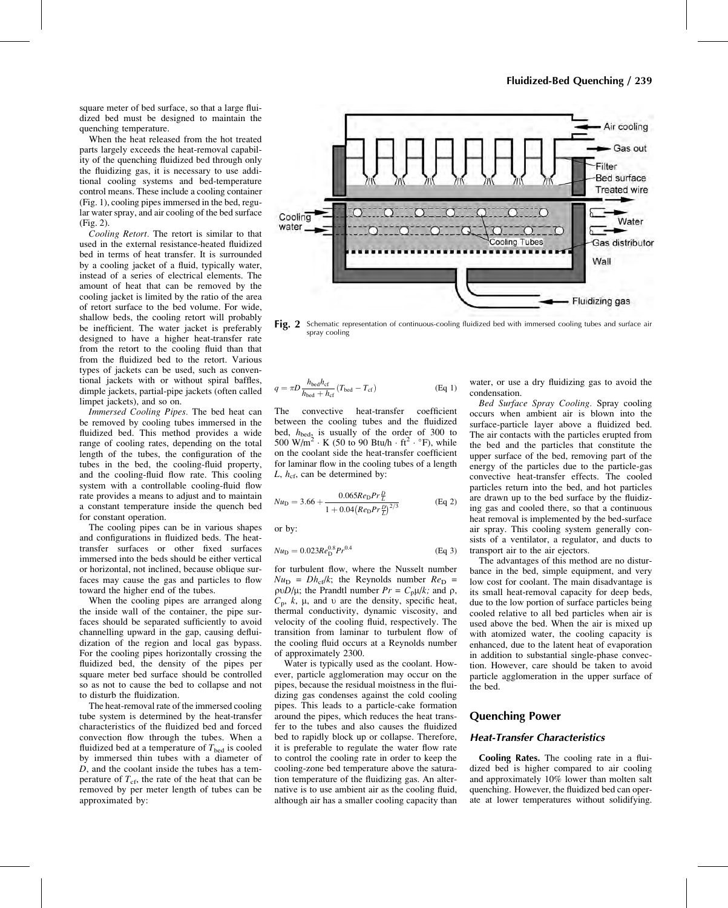square meter of bed surface, so that a large fluidized bed must be designed to maintain the quenching temperature.

When the heat released from the hot treated parts largely exceeds the heat-removal capability of the quenching fluidized bed through only the fluidizing gas, it is necessary to use additional cooling systems and bed-temperature control means. These include a cooling container (Fig. 1), cooling pipes immersed in the bed, regular water spray, and air cooling of the bed surface (Fig. 2).

*Cooling Retort.* The retort is similar to that used in the external resistance-heated fluidized bed in terms of heat transfer. It is surrounded by a cooling jacket of a fluid, typically water, instead of a series of electrical elements. The amount of heat that can be removed by the cooling jacket is limited by the ratio of the area of retort surface to the bed volume. For wide, shallow beds, the cooling retort will probably be inefficient. The water jacket is preferably designed to have a higher heat-transfer rate from the retort to the cooling fluid than that from the fluidized bed to the retort. Various types of jackets can be used, such as conventional jackets with or without spiral baffles, dimple jackets, partial-pipe jackets (often called limpet jackets), and so on.

*Immersed Cooling Pipes.* The bed heat can be removed by cooling tubes immersed in the fluidized bed. This method provides a wide range of cooling rates, depending on the total length of the tubes, the configuration of the tubes in the bed, the cooling-fluid property, and the cooling-fluid flow rate. This cooling system with a controllable cooling-fluid flow rate provides a means to adjust and to maintain a constant temperature inside the quench bed for constant operation.

The cooling pipes can be in various shapes and configurations in fluidized beds. The heat-transfer surfaces or other fixed surfaces immersed into the beds should be either vertical or horizontal, not inclined, because oblique surfaces may cause the gas and particles to flow toward the higher end of the tubes.

When the cooling pipes are arranged along the inside wall of the container, the pipe surfaces should be separated sufficiently to avoid channelling upward in the gap, causing defluidization of the region and local gas bypass. For the cooling pipes horizontally crossing the fluidized bed, the density of the pipes per square meter bed surface should be controlled so as not to cause the bed to collapse and not to disturb the fluidization.

The heat-removal rate of the immersed cooling tube system is determined by the heat-transfer characteristics of the fluidized bed and forced convection flow through the tubes. When a fluidized bed at a temperature of $T_{bed}$ is cooled by immersed thin tubes with a diameter of $D$, and the coolant inside the tubes has a temperature of $T_{cf}$, the rate of the heat that can be removed by per meter length of tubes can be approximated by:

Fig. 2 Schematic representation of continuous-cooling fluidized bed with immersed cooling tubes and surface air spray cooling

$$q = \pi D \frac{h_{bed} h_{cf}}{h_{bed} + h_{cf}} (T_{bed} - T_{cf}) \qquad \text{(Eq 1)}$$

The convective heat-transfer coefficient between the cooling tubes and the fluidized bed, $h_{bed}$, is usually of the order of 300 to 500 $W/m^2 \cdot K$ (50 to 90 $Btu/h \cdot ft^2 \cdot °F$), while on the coolant side the heat-transfer coefficient for laminar flow in the cooling tubes of a length $L$, $h_{cf}$, can be determined by:

$$Nu_D = 3.66 + \frac{0.065 Re_D Pr \frac{D}{L}}{1 + 0.04 \left( Re_D Pr \frac{D}{L} \right)^{2/3}} \qquad \text{(Eq 2)}$$

or by:

$$Nu_D = 0.023 Re_D^{0.8} Pr^{0.4} \qquad \text{(Eq 3)}$$

for turbulent flow, where the Nusselt number $Nu_D = Dh_{cf}/k$; the Reynolds number $Re_D = \rho \upsilon D/\mu$; the Prandtl number $Pr = C_p \mu / k$; and $\rho$, $C_p$, $k$, $\mu$, and $\upsilon$ are the density, specific heat, thermal conductivity, dynamic viscosity, and velocity of the cooling fluid, respectively. The transition from laminar to turbulent flow of the cooling fluid occurs at a Reynolds number of approximately 2300.

Water is typically used as the coolant. However, particle agglomeration may occur on the pipes, because the residual moistness in the fluidizing gas condenses against the cold cooling pipes. This leads to a particle-cake formation around the pipes, which reduces the heat transfer to the tubes and also causes the fluidized bed to rapidly block up or collapse. Therefore, it is preferable to regulate the water flow rate to control the cooling rate in order to keep the cooling-zone bed temperature above the saturation temperature of the fluidizing gas. An alternative is to use ambient air as the cooling fluid, although air has a smaller cooling capacity than water, or use a dry fluidizing gas to avoid the condensation.

*Bed Surface Spray Cooling.* Spray cooling occurs when ambient air is blown into the surface-particle layer above a fluidized bed. The air contacts with the particles erupted from the bed and the particles that constitute the upper surface of the bed, removing part of the energy of the particles due to the particle-gas convective heat-transfer effects. The cooled particles return into the bed, and hot particles are drawn up to the bed surface by the fluidizing gas and cooled there, so that a continuous heat removal is implemented by the bed-surface air spray. This cooling system generally consists of a ventilator, a regulator, and ducts to transport air to the air ejectors.

The advantages of this method are no disturbance in the bed, simple equipment, and very low cost for coolant. The main disadvantage is its small heat-removal capacity for deep beds, due to the low portion of surface particles being cooled relative to all bed particles when air is used above the bed. When the air is mixed up with atomized water, the cooling capacity is enhanced, due to the latent heat of evaporation in addition to substantial single-phase convection. However, care should be taken to avoid particle agglomeration in the upper surface of the bed.

## Quenching Power

### Heat-Transfer Characteristics

**Cooling Rates.** The cooling rate in a fluidized bed is higher compared to air cooling and approximately 10% lower than molten salt quenching. However, the fluidized bed can operate at lower temperatures without solidifying.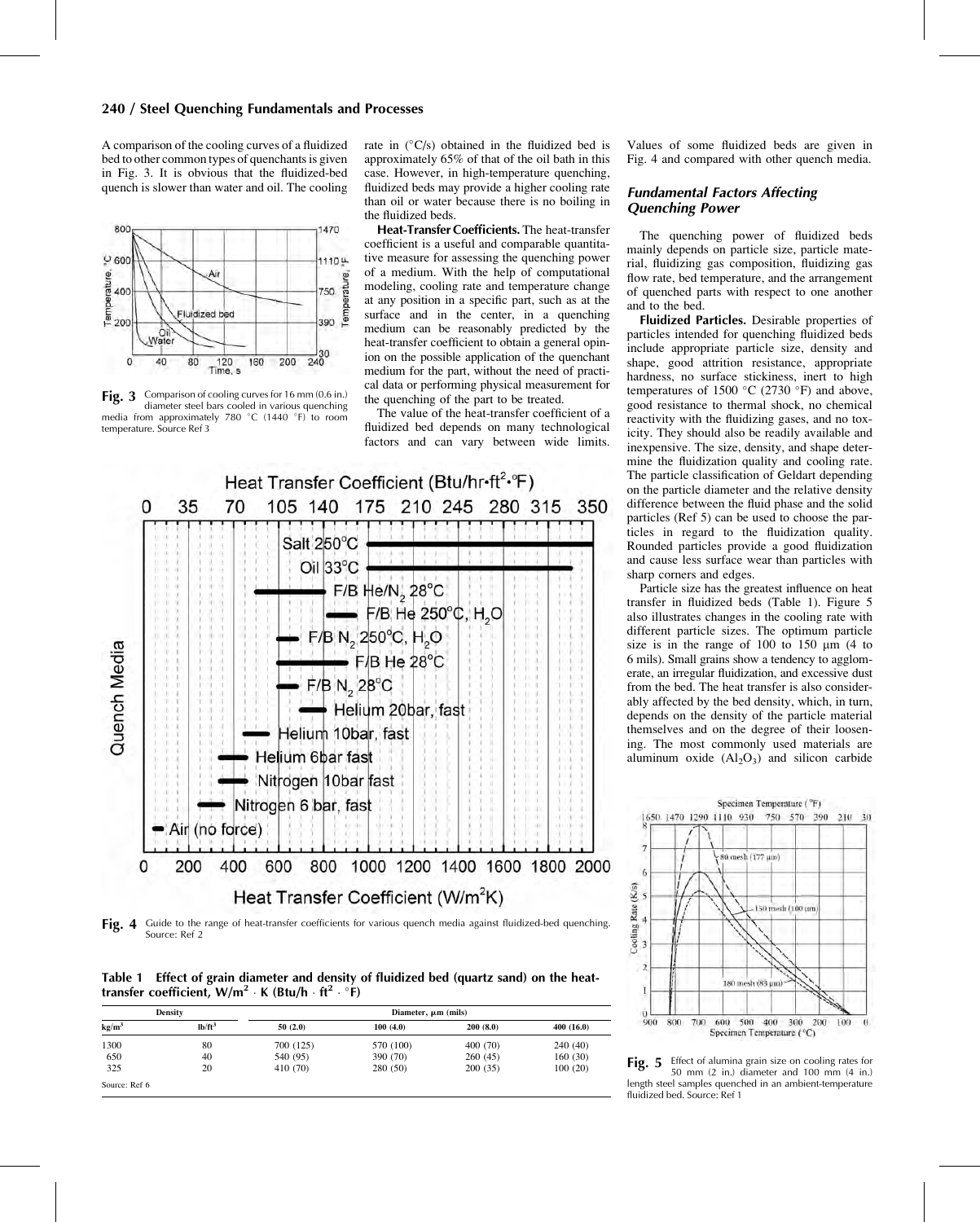A comparison of the cooling curves of a fluidized bed to other common types of quenchants is given in Fig. 3. It is obvious that the fluidized-bed quench is slower than water and oil. The cooling rate in (°C/s) obtained in the fluidized bed is approximately 65% of that of the oil bath in this case. However, in high-temperature quenching, fluidized beds may provide a higher cooling rate than oil or water because there is no boiling in the fluidized beds.

800
600
400
200
0
Temperature, °C
1470
1110
750
390
30
Temperature, °F
0 40 80 120 160 200 240
Time, s
Air
Fluidized bed
Oil
Water

Fig. 3 Comparison of cooling curves for 16 mm (0.6 in.) diameter steel bars cooled in various quenching media from approximately 780 °C (1440 °F) to room temperature. Source Ref 3

**Heat-Transfer Coefficients.** The heat-transfer coefficient is a useful and comparable quantitative measure for assessing the quenching power of a medium. With the help of computational modeling, cooling rate and temperature change at any position in a specific part, such as at the surface and in the center, in a quenching medium can be reasonably predicted by the heat-transfer coefficient to obtain a general opinion on the possible application of the quenchant medium for the part, without the need of practical data or performing physical measurement for the quenching of the part to be treated.

The value of the heat-transfer coefficient of a fluidized bed depends on many technological factors and can vary between wide limits. Values of some fluidized beds are given in Fig. 4 and compared with other quench media.

Heat Transfer Coefficient (Btu/hr·ft²·°F)
0 35 70 105 140 175 210 245 280 315 350
Quench Media
Salt 250°C
Oil 33°C
F/B He/N₂ 28°C
F/B He 250°C, H₂O
F/B N₂ 250°C, H₂O
F/B He 28°C
F/B N₂ 28°C
Helium 20bar, fast
Helium 10bar, fast
Helium 6bar fast
Nitrogen 10bar fast
Nitrogen 6 bar, fast
Air (no force)
0 200 400 600 800 1000 1200 1400 1600 1800 2000
Heat Transfer Coefficient (W/m²K)

Fig. 4 Guide to the range of heat-transfer coefficients for various quench media against fluidized-bed quenching. Source: Ref 2

Table 1 Effect of grain diameter and density of fluidized bed (quartz sand) on the heat-transfer coefficient, $W/m^2 \cdot K$ ($Btu/h \cdot ft^2 \cdot °F$)

| Density | | Diameter, μm (mils) | | | |
|---|---|---|---|---|---|
| $kg/m^3$ | $lb/ft^3$ | 50 (2.0) | 100 (4.0) | 200 (8.0) | 400 (16.0) |
| 1300 | 80 | 700 (125) | 570 (100) | 400 (70) | 240 (40) |
| 650 | 40 | 540 (95) | 390 (70) | 260 (45) | 160 (30) |
| 325 | 20 | 410 (70) | 280 (50) | 200 (35) | 100 (20) |

Source: Ref 6

## Fundamental Factors Affecting Quenching Power

The quenching power of fluidized beds mainly depends on particle size, particle material, fluidizing gas composition, fluidizing gas flow rate, bed temperature, and the arrangement of quenched parts with respect to one another and to the bed.

**Fluidized Particles.** Desirable properties of particles intended for quenching fluidized beds include appropriate particle size, density and shape, good attrition resistance, appropriate hardness, no surface stickiness, inert to high temperatures of 1500 °C (2730 °F) and above, good resistance to thermal shock, no chemical reactivity with the fluidizing gases, and no toxicity. They should also be readily available and inexpensive. The size, density, and shape determine the fluidization quality and cooling rate. The particle classification of Geldart depending on the particle diameter and the relative density difference between the fluid phase and the solid particles (Ref 5) can be used to choose the particles in regard to the fluidization quality. Rounded particles provide a good fluidization and cause less surface wear than particles with sharp corners and edges.

Particle size has the greatest influence on heat transfer in fluidized beds (Table 1). Figure 5 also illustrates changes in the cooling rate with different particle sizes. The optimum particle size is in the range of 100 to 150 μm (4 to 6 mils). Small grains show a tendency to agglomerate, an irregular fluidization, and excessive dust from the bed. The heat transfer is also considerably affected by the bed density, which, in turn, depends on the density of the particle material themselves and on the degree of their loosening. The most commonly used materials are aluminum oxide ($Al_2O_3$) and silicon carbide

Specimen Temperature (°F)
1650 1470 1290 1110 930 750 570 390 210 30
Cooling Rate (K/s)
8
7
6
5
4
3
2
1
0
900 800 700 600 500 400 300 200 100 0
Specimen Temperature (°C)
80 mesh (177 μm)
150 mesh (100 μm)
180 mesh (83 μm)

Fig. 5 Effect of alumina grain size on cooling rates for 50 mm (2 in.) diameter and 100 mm (4 in.) length steel samples quenched in an ambient-temperature fluidized bed. Source: Ref 1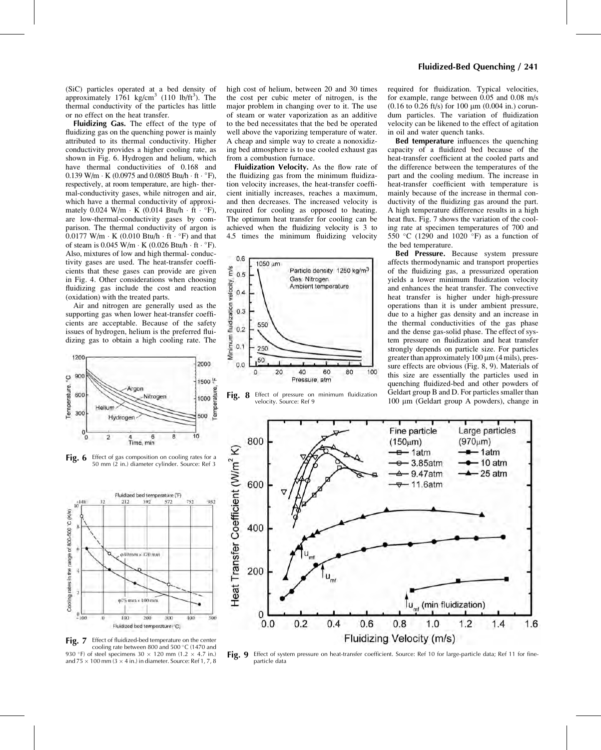(SiC) particles operated at a bed density of approximately 1761 kg/cm$^3$ (110 lb/ft$^3$). The thermal conductivity of the particles has little or no effect on the heat transfer.

**Fluidizing Gas.** The effect of the type of fluidizing gas on the quenching power is mainly attributed to its thermal conductivity. Higher conductivity provides a higher cooling rate, as shown in Fig. 6. Hydrogen and helium, which have thermal conductivities of 0.168 and 0.139 W/m · K (0.0975 and 0.0805 Btu/h · ft · °F), respectively, at room temperature, are high- thermal-conductivity gases, while nitrogen and air, which have a thermal conductivity of approximately 0.024 W/m · K (0.014 Btu/h · ft · °F), are low-thermal-conductivity gases by comparison. The thermal conductivity of argon is 0.0177 W/m · K (0.010 Btu/h · ft · °F) and that of steam is 0.045 W/m · K (0.026 Btu/h · ft · °F). Also, mixtures of low and high thermal- conductivity gases are used. The heat-transfer coefficients that these gases can provide are given in Fig. 4. Other considerations when choosing fluidizing gas include the cost and reaction (oxidation) with the treated parts.

Air and nitrogen are generally used as the supporting gas when lower heat-transfer coefficients are acceptable. Because of the safety issues of hydrogen, helium is the preferred fluidizing gas to obtain a high cooling rate. The high cost of helium, between 20 and 30 times the cost per cubic meter of nitrogen, is the major problem in changing over to it. The use of steam or water vaporization as an additive to the bed necessitates that the bed be operated well above the vaporizing temperature of water. A cheap and simple way to create a nonoxidizing bed atmosphere is to use cooled exhaust gas from a combustion furnace.

**Fluidization Velocity.** As the flow rate of the fluidizing gas from the minimum fluidization velocity increases, the heat-transfer coefficient initially increases, reaches a maximum, and then decreases. The increased velocity is required for cooling as opposed to heating. The optimum heat transfer for cooling can be achieved when the fluidizing velocity is 3 to 4.5 times the minimum fluidizing velocity required for fluidization. Typical velocities, for example, range between 0.05 and 0.08 m/s (0.16 to 0.26 ft/s) for 100 μm (0.004 in.) corundum particles. The variation of fluidization velocity can be likened to the effect of agitation in oil and water quench tanks.

**Bed temperature** influences the quenching capacity of a fluidized bed because of the heat-transfer coefficient at the cooled parts and the difference between the temperatures of the part and the cooling medium. The increase in heat-transfer coefficient with temperature is mainly because of the increase in thermal conductivity of the fluidizing gas around the part. A high temperature difference results in a high heat flux. Fig. 7 shows the variation of the cooling rate at specimen temperatures of 700 and 550 °C (1290 and 1020 °F) as a function of the bed temperature.

**Bed Pressure.** Because system pressure affects thermodynamic and transport properties of the fluidizing gas, a pressurized operation yields a lower minimum fluidization velocity and enhances the heat transfer. The convective heat transfer is higher under high-pressure operations than it is under ambient pressure, due to a higher gas density and an increase in the thermal conductivities of the gas phase and the dense gas-solid phase. The effect of system pressure on fluidization and heat transfer strongly depends on particle size. For particles greater than approximately 100 μm (4 mils), pressure effects are obvious (Fig. 8, 9). Materials of this size are essentially the particles used in quenching fluidized-bed and other powders of Geldart group B and D. For particles smaller than 100 μm (Geldart group A powders), change in

**Fig. 6** Effect of gas composition on cooling rates for a 50 mm (2 in.) diameter cylinder. Source: Ref 3

**Fig. 7** Effect of fluidized-bed temperature on the center cooling rate between 800 and 500 °C (1470 and 930 °F) of steel specimens 30 × 120 mm (1.2 × 4.7 in.) and 75 × 100 mm (3 × 4 in.) in diameter. Source: Ref 1, 7, 8

**Fig. 8** Effect of pressure on minimum fluidization velocity. Source: Ref 9

**Fig. 9** Effect of system pressure on heat-transfer coefficient. Source: Ref 10 for large-particle data; Ref 11 for fine-particle data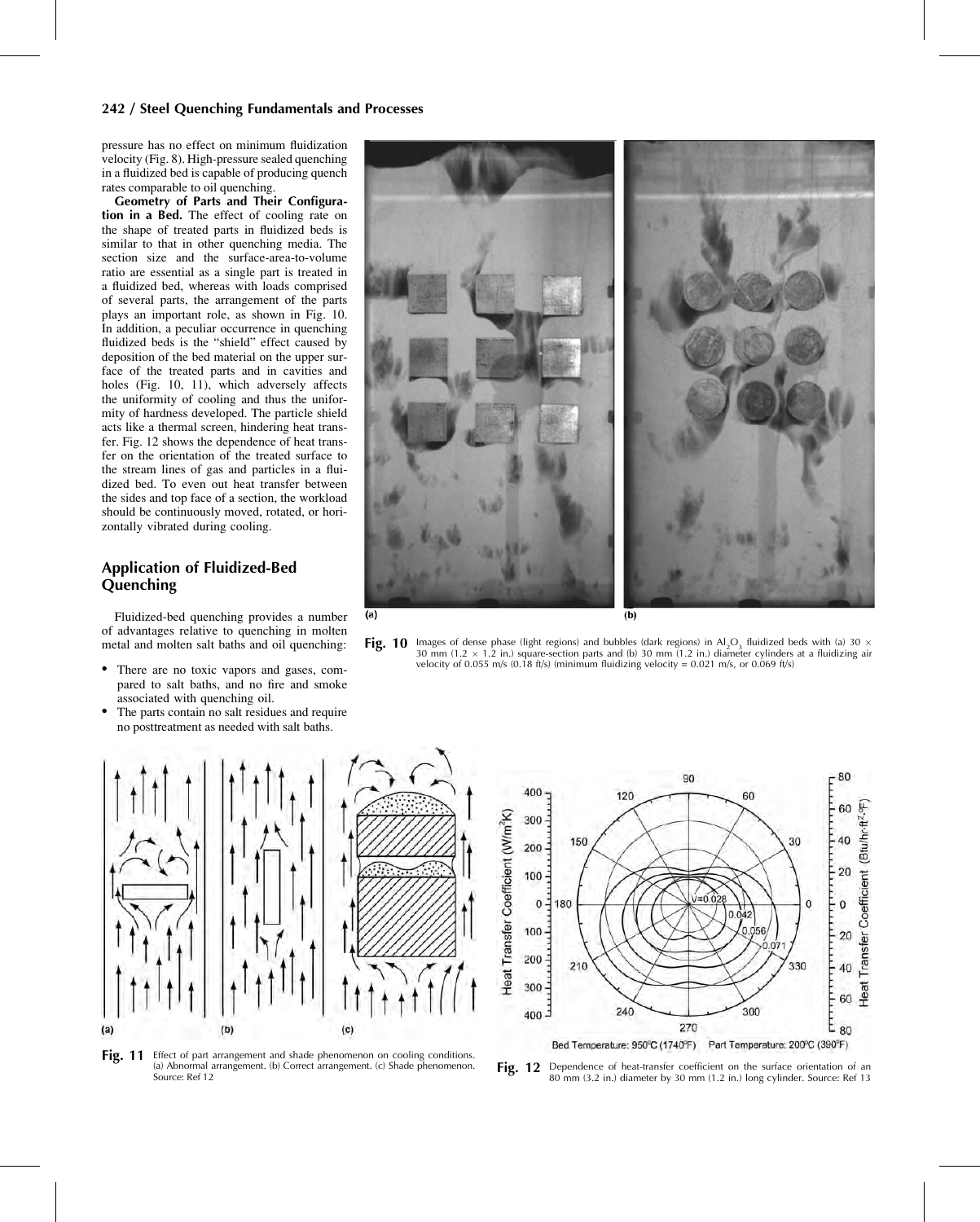pressure has no effect on minimum fluidization velocity (Fig. 8). High-pressure sealed quenching in a fluidized bed is capable of producing quench rates comparable to oil quenching.

**Geometry of Parts and Their Configuration in a Bed.** The effect of cooling rate on the shape of treated parts in fluidized beds is similar to that in other quenching media. The section size and the surface-area-to-volume ratio are essential as a single part is treated in a fluidized bed, whereas with loads comprised of several parts, the arrangement of the parts plays an important role, as shown in Fig. 10. In addition, a peculiar occurrence in quenching fluidized beds is the "shield" effect caused by deposition of the bed material on the upper surface of the treated parts and in cavities and holes (Fig. 10, 11), which adversely affects the uniformity of cooling and thus the uniformity of hardness developed. The particle shield acts like a thermal screen, hindering heat transfer. Fig. 12 shows the dependence of heat transfer on the orientation of the treated surface to the stream lines of gas and particles in a fluidized bed. To even out heat transfer between the sides and top face of a section, the workload should be continuously moved, rotated, or horizontally vibrated during cooling.

## Application of Fluidized-Bed Quenching

Fluidized-bed quenching provides a number of advantages relative to quenching in molten metal and molten salt baths and oil quenching:

- There are no toxic vapors and gases, compared to salt baths, and no fire and smoke associated with quenching oil.
- The parts contain no salt residues and require no posttreatment as needed with salt baths.

**Fig. 10** Images of dense phase (light regions) and bubbles (dark regions) in $Al_2O_3$ fluidized beds with (a) 30 × 30 mm (1.2 × 1.2 in.) square-section parts and (b) 30 mm (1.2 in.) diameter cylinders at a fluidizing air velocity of 0.055 m/s (0.18 ft/s) (minimum fluidizing velocity = 0.021 m/s, or 0.069 ft/s)

**Fig. 11** Effect of part arrangement and shade phenomenon on cooling conditions. (a) Abnormal arrangement. (b) Correct arrangement. (c) Shade phenomenon. Source: Ref 12

**Fig. 12** Dependence of heat-transfer coefficient on the surface orientation of an 80 mm (3.2 in.) diameter by 30 mm (1.2 in.) long cylinder. Source: Ref 13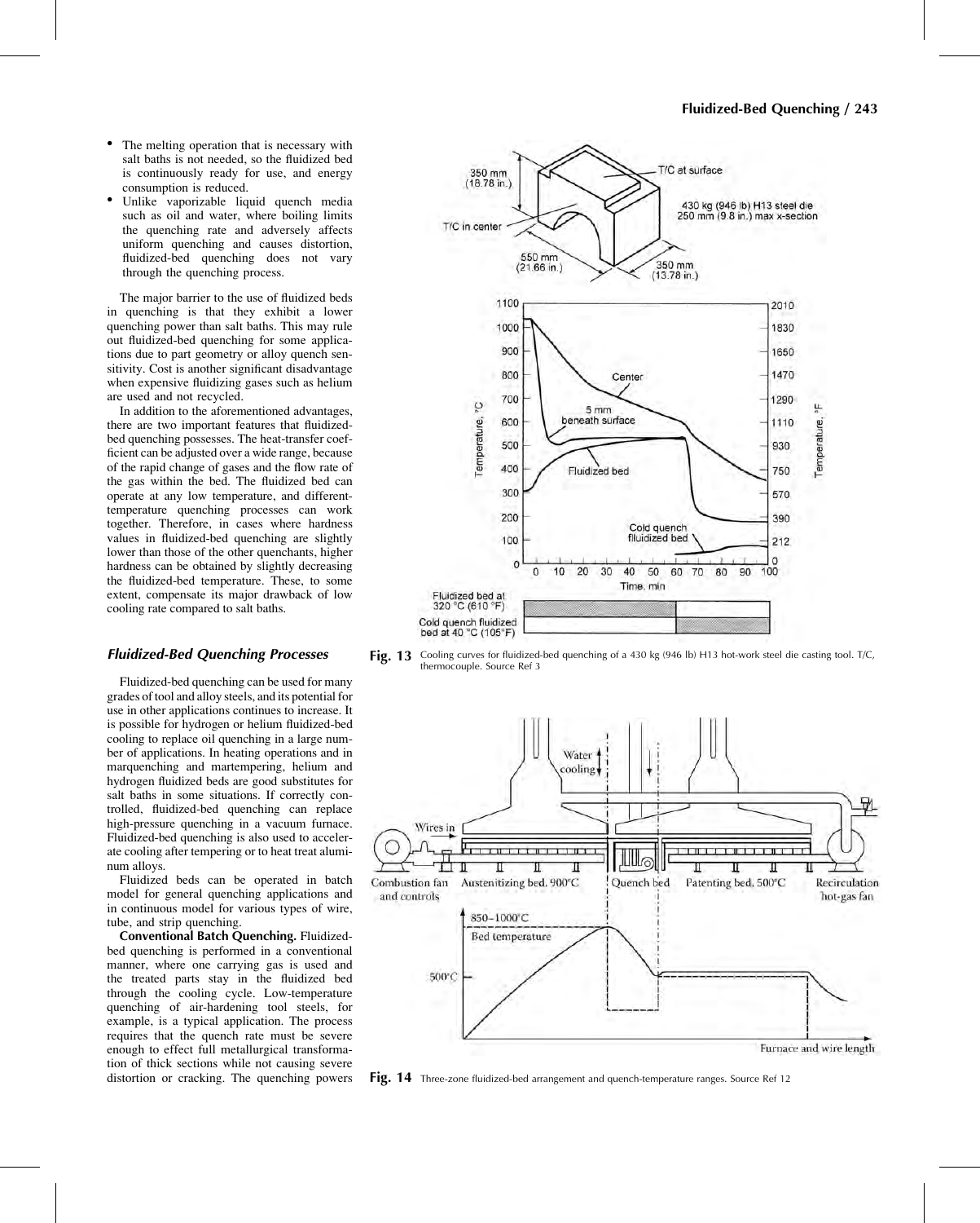- The melting operation that is necessary with salt baths is not needed, so the fluidized bed is continuously ready for use, and energy consumption is reduced.
- Unlike vaporizable liquid quench media such as oil and water, where boiling limits the quenching rate and adversely affects uniform quenching and causes distortion, fluidized-bed quenching does not vary through the quenching process.

The major barrier to the use of fluidized beds in quenching is that they exhibit a lower quenching power than salt baths. This may rule out fluidized-bed quenching for some applications due to part geometry or alloy quench sensitivity. Cost is another significant disadvantage when expensive fluidizing gases such as helium are used and not recycled.

In addition to the aforementioned advantages, there are two important features that fluidized-bed quenching possesses. The heat-transfer coefficient can be adjusted over a wide range, because of the rapid change of gases and the flow rate of the gas within the bed. The fluidized bed can operate at any low temperature, and different-temperature quenching processes can work together. Therefore, in cases where hardness values in fluidized-bed quenching are slightly lower than those of the other quenchants, higher hardness can be obtained by slightly decreasing the fluidized-bed temperature. These, to some extent, compensate its major drawback of low cooling rate compared to salt baths.

### Fluidized-Bed Quenching Processes

Fluidized-bed quenching can be used for many grades of tool and alloy steels, and its potential for use in other applications continues to increase. It is possible for hydrogen or helium fluidized-bed cooling to replace oil quenching in a large number of applications. In heating operations and in marquenching and martempering, helium and hydrogen fluidized beds are good substitutes for salt baths in some situations. If correctly controlled, fluidized-bed quenching can replace high-pressure quenching in a vacuum furnace. Fluidized-bed quenching is also used to accelerate cooling after tempering or to heat treat aluminum alloys.

Fluidized beds can be operated in batch model for general quenching applications and in continuous model for various types of wire, tube, and strip quenching.

**Conventional Batch Quenching.** Fluidized-bed quenching is performed in a conventional manner, where one carrying gas is used and the treated parts stay in the fluidized bed through the cooling cycle. Low-temperature quenching of air-hardening tool steels, for example, is a typical application. The process requires that the quench rate must be severe enough to effect full metallurgical transformation of thick sections while not causing severe distortion or cracking. The quenching powers

**Fig. 13** Cooling curves for fluidized-bed quenching of a 430 kg (946 lb) H13 hot-work steel die casting tool. T/C, thermocouple. Source Ref 3

**Fig. 14** Three-zone fluidized-bed arrangement and quench-temperature ranges. Source Ref 12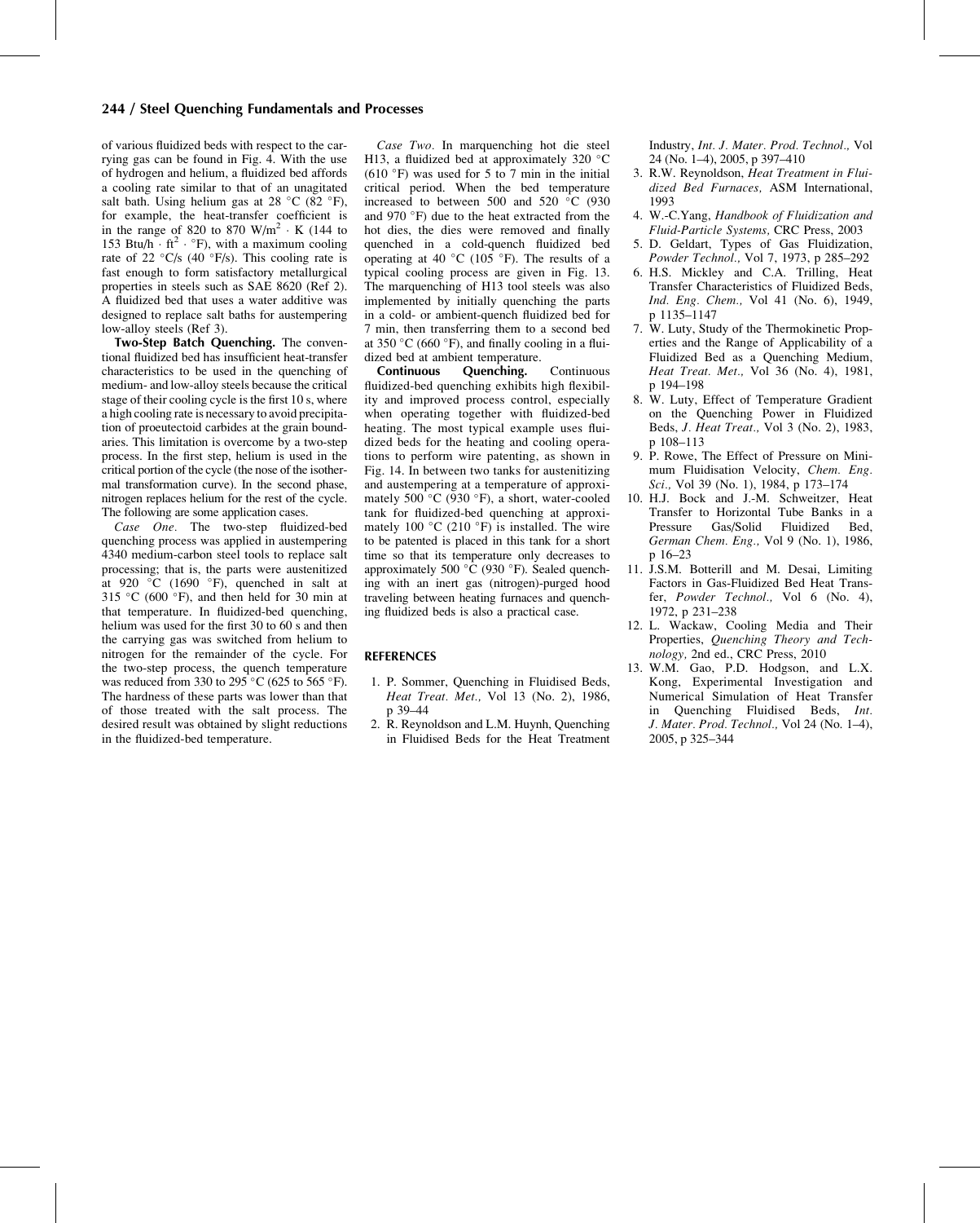of various fluidized beds with respect to the carrying gas can be found in Fig. 4. With the use of hydrogen and helium, a fluidized bed affords a cooling rate similar to that of an unagitated salt bath. Using helium gas at 28 °C (82 °F), for example, the heat-transfer coefficient is in the range of 820 to 870 $W/m^2 \cdot K$ (144 to 153 $Btu/h \cdot ft^2 \cdot °F$), with a maximum cooling rate of 22 °C/s (40 °F/s). This cooling rate is fast enough to form satisfactory metallurgical properties in steels such as SAE 8620 (Ref 2). A fluidized bed that uses a water additive was designed to replace salt baths for austempering low-alloy steels (Ref 3).

**Two-Step Batch Quenching.** The conventional fluidized bed has insufficient heat-transfer characteristics to be used in the quenching of medium- and low-alloy steels because the critical stage of their cooling cycle is the first 10 s, where a high cooling rate is necessary to avoid precipitation of proeutectoid carbides at the grain boundaries. This limitation is overcome by a two-step process. In the first step, helium is used in the critical portion of the cycle (the nose of the isothermal transformation curve). In the second phase, nitrogen replaces helium for the rest of the cycle. The following are some application cases.

*Case One*. The two-step fluidized-bed quenching process was applied in austempering 4340 medium-carbon steel tools to replace salt processing; that is, the parts were austenitized at 920 °C (1690 °F), quenched in salt at 315 °C (600 °F), and then held for 30 min at that temperature. In fluidized-bed quenching, helium was used for the first 30 to 60 s and then the carrying gas was switched from helium to nitrogen for the remainder of the cycle. For the two-step process, the quench temperature was reduced from 330 to 295 °C (625 to 565 °F). The hardness of these parts was lower than that of those treated with the salt process. The desired result was obtained by slight reductions in the fluidized-bed temperature.

*Case Two*. In marquenching hot die steel H13, a fluidized bed at approximately 320 °C (610 °F) was used for 5 to 7 min in the initial critical period. When the bed temperature increased to between 500 and 520 °C (930 and 970 °F) due to the heat extracted from the hot dies, the dies were removed and finally quenched in a cold-quench fluidized bed operating at 40 °C (105 °F). The results of a typical cooling process are given in Fig. 13. The marquenching of H13 tool steels was also implemented by initially quenching the parts in a cold- or ambient-quench fluidized bed for 7 min, then transferring them to a second bed at 350 °C (660 °F), and finally cooling in a fluidized bed at ambient temperature.

**Continuous Quenching.** Continuous fluidized-bed quenching exhibits high flexibility and improved process control, especially when operating together with fluidized-bed heating. The most typical example uses fluidized beds for the heating and cooling operations to perform wire patenting, as shown in Fig. 14. In between two tanks for austenitizing and austempering at a temperature of approximately 500 °C (930 °F), a short, water-cooled tank for fluidized-bed quenching at approximately 100 °C (210 °F) is installed. The wire to be patented is placed in this tank for a short time so that its temperature only decreases to approximately 500 °C (930 °F). Sealed quenching with an inert gas (nitrogen)-purged hood traveling between heating furnaces and quenching fluidized beds is also a practical case.

## REFERENCES

1. P. Sommer, Quenching in Fluidised Beds, *Heat Treat. Met.,* Vol 13 (No. 2), 1986, p 39–44
2. R. Reynoldson and L.M. Huynh, Quenching in Fluidised Beds for the Heat Treatment Industry, *Int. J. Mater. Prod. Technol.,* Vol 24 (No. 1–4), 2005, p 397–410
3. R.W. Reynoldson, *Heat Treatment in Fluidized Bed Furnaces,* ASM International, 1993
4. W.-C.Yang, *Handbook of Fluidization and Fluid-Particle Systems,* CRC Press, 2003
5. D. Geldart, Types of Gas Fluidization, *Powder Technol.,* Vol 7, 1973, p 285–292
6. H.S. Mickley and C.A. Trilling, Heat Transfer Characteristics of Fluidized Beds, *Ind. Eng. Chem.,* Vol 41 (No. 6), 1949, p 1135–1147
7. W. Luty, Study of the Thermokinetic Properties and the Range of Applicability of a Fluidized Bed as a Quenching Medium, *Heat Treat. Met.,* Vol 36 (No. 4), 1981, p 194–198
8. W. Luty, Effect of Temperature Gradient on the Quenching Power in Fluidized Beds, *J. Heat Treat.,* Vol 3 (No. 2), 1983, p 108–113
9. P. Rowe, The Effect of Pressure on Minimum Fluidisation Velocity, *Chem. Eng. Sci.,* Vol 39 (No. 1), 1984, p 173–174
10. H.J. Bock and J.-M. Schweitzer, Heat Transfer to Horizontal Tube Banks in a Pressure Gas/Solid Fluidized Bed, *German Chem. Eng.,* Vol 9 (No. 1), 1986, p 16–23
11. J.S.M. Botterill and M. Desai, Limiting Factors in Gas-Fluidized Bed Heat Transfer, *Powder Technol.,* Vol 6 (No. 4), 1972, p 231–238
12. L. Wackaw, Cooling Media and Their Properties, *Quenching Theory and Technology,* 2nd ed., CRC Press, 2010
13. W.M. Gao, P.D. Hodgson, and L.X. Kong, Experimental Investigation and Numerical Simulation of Heat Transfer in Quenching Fluidized Beds, *Int. J. Mater. Prod. Technol.,* Vol 24 (No. 1–4), 2005, p 325–344